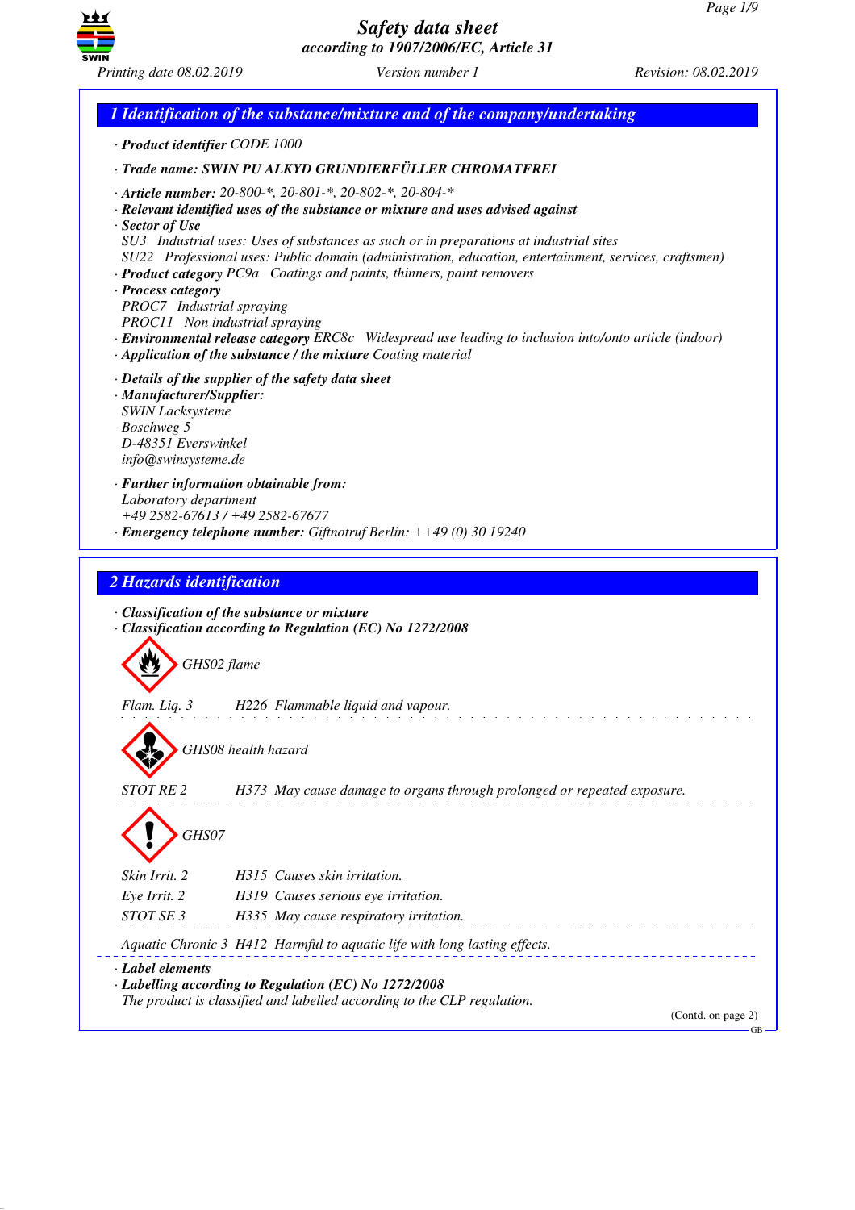# Safety data sheet
*according to 1907/2006/EC, Article 31*

*Printing date 08.02.2019* *Version number 1* *Revision: 08.02.2019*

## 1 Identification of the substance/mixture and of the company/undertaking

· **Product identifier** CODE 1000

· **Trade name:** **SWIN PU ALKYD GRUNDIERFÜLLER CHROMATFREI**

· **Article number:** 20-800-*, 20-801-*, 20-802-*, 20-804-*
· **Relevant identified uses of the substance or mixture and uses advised against**
· **Sector of Use**
SU3 Industrial uses: Uses of substances as such or in preparations at industrial sites
SU22 Professional uses: Public domain (administration, education, entertainment, services, craftsmen)
· **Product category** PC9a Coatings and paints, thinners, paint removers
· **Process category**
PROC7 Industrial spraying
PROC11 Non industrial spraying
· **Environmental release category** ERC8c Widespread use leading to inclusion into/onto article (indoor)
· **Application of the substance / the mixture** Coating material

· **Details of the supplier of the safety data sheet**
· **Manufacturer/Supplier:**
SWIN Lacksysteme
Boschweg 5
D-48351 Everswinkel
info@swinsysteme.de

· **Further information obtainable from:**
Laboratory department
+49 2582-67613 / +49 2582-67677
· **Emergency telephone number:** Giftnotruf Berlin: ++49 (0) 30 19240

## 2 Hazards identification

· **Classification of the substance or mixture**
· **Classification according to Regulation (EC) No 1272/2008**

GHS02 flame

Flam. Liq. 3 H226 Flammable liquid and vapour.

GHS08 health hazard

STOT RE 2 H373 May cause damage to organs through prolonged or repeated exposure.

GHS07

Skin Irrit. 2 H315 Causes skin irritation.
Eye Irrit. 2 H319 Causes serious eye irritation.
STOT SE 3 H335 May cause respiratory irritation.

Aquatic Chronic 3 H412 Harmful to aquatic life with long lasting effects.

· **Label elements**
· **Labelling according to Regulation (EC) No 1272/2008**
The product is classified and labelled according to the CLP regulation.

(Contd. on page 2)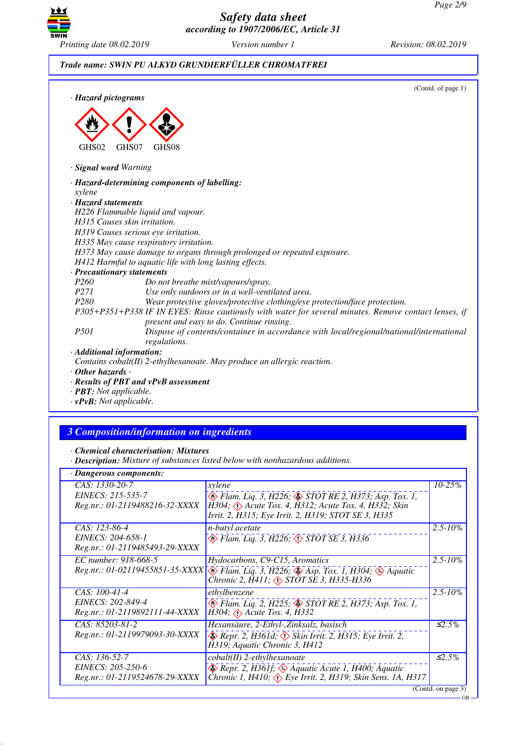Trade name: SWIN PU ALKYD GRUNDIERFÜLLER CHROMATFREI

(Contd. of page 1)

· **Hazard pictograms**

GHS02 GHS07 GHS08

· **Signal word** Warning

· **Hazard-determining components of labelling:**
xylene

· **Hazard statements**
H226 Flammable liquid and vapour.
H315 Causes skin irritation.
H319 Causes serious eye irritation.
H335 May cause respiratory irritation.
H373 May cause damage to organs through prolonged or repeated exposure.
H412 Harmful to aquatic life with long lasting effects.

· **Precautionary statements**

| | |
|---|---|
| P260 | Do not breathe mist/vapours/spray. |
| P271 | Use only outdoors or in a well-ventilated area. |
| P280 | Wear protective gloves/protective clothing/eye protection/face protection. |
| P305+P351+P338 | IF IN EYES: Rinse cautiously with water for several minutes. Remove contact lenses, if present and easy to do. Continue rinsing. |
| P501 | Dispose of contents/container in accordance with local/regional/national/international regulations. |

· **Additional information:**
Contains cobalt(II) 2-ethylhexanoate. May produce an allergic reaction.

· **Other hazards** -

· **Results of PBT and vPvB assessment**
· **PBT:** Not applicable.
· **vPvB:** Not applicable.

## 3 Composition/information on ingredients

· **Chemical characterisation: Mixtures**
· **Description:** Mixture of substances listed below with nonhazardous additions.

· **Dangerous components:**

| | | |
|---|---|---|
| CAS: 1330-20-7<br>EINECS: 215-535-7<br>Reg.nr.: 01-2119488216-32-XXXX | xylene<br>Flam. Liq. 3, H226; STOT RE 2, H373; Asp. Tox. 1, H304; Acute Tox. 4, H312; Acute Tox. 4, H332; Skin Irrit. 2, H315; Eye Irrit. 2, H319; STOT SE 3, H335 | 10-25% |
| CAS: 123-86-4<br>EINECS: 204-658-1<br>Reg.nr.: 01-2119485493-29-XXXX | n-butyl acetate<br>Flam. Liq. 3, H226; STOT SE 3, H336 | 2.5-10% |
| EC number: 918-668-5<br>Reg.nr.: 01-02119455851-35-XXXX | Hydocarbons, C9-C15, Aromatics<br>Flam. Liq. 3, H226; Asp. Tox. 1, H304; Aquatic Chronic 2, H411; STOT SE 3, H335-H336 | 2.5-10% |
| CAS: 100-41-4<br>EINECS: 202-849-4<br>Reg.nr.: 01-2119892111-44-XXXX | ethylbenzene<br>Flam. Liq. 2, H225; STOT RE 2, H373; Asp. Tox. 1, H304; Acute Tox. 4, H332 | 2.5-10% |
| CAS: 85203-81-2<br>Reg.nr.: 01-2119979093-30-XXXX | Hexansäure, 2-Ethyl-,Zinksalz, basisch<br>Repr. 2, H361d; Skin Irrit. 2, H315; Eye Irrit. 2, H319; Aquatic Chronic 3, H412 | ≤2.5% |
| CAS: 136-52-7<br>EINECS: 205-250-6<br>Reg.nr.: 01-2119524678-29-XXXX | cobalt(II) 2-ethylhexanoate<br>Repr. 2, H361f; Aquatic Acute 1, H400; Aquatic Chronic 1, H410; Eye Irrit. 2, H319; Skin Sens. 1A, H317 | ≤2.5% |

(Contd. on page 3)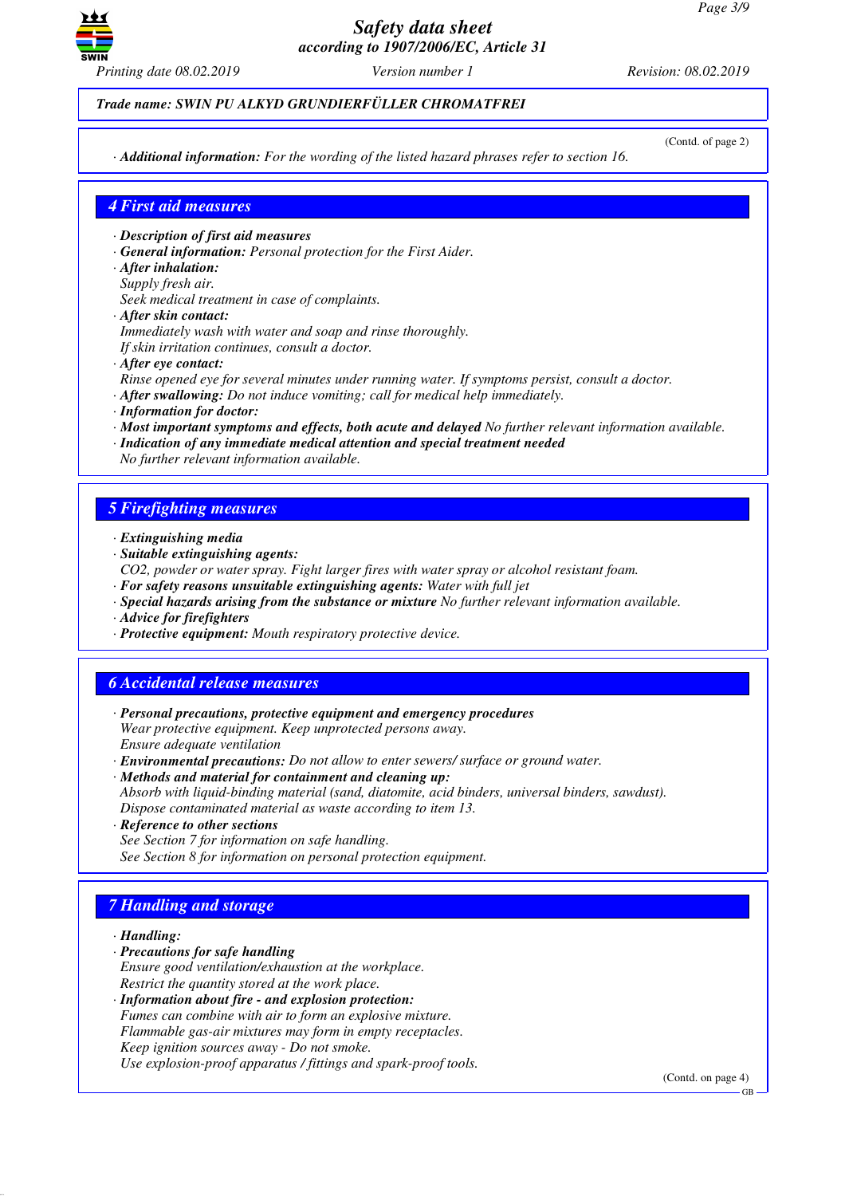*Trade name: SWIN PU ALKYD GRUNDIERFÜLLER CHROMATFREI*

(Contd. of page 2)

· ***Additional information:*** *For the wording of the listed hazard phrases refer to section 16.*

## 4 First aid measures

· ***Description of first aid measures***
· ***General information:*** *Personal protection for the First Aider.*
· ***After inhalation:***
*Supply fresh air.*
*Seek medical treatment in case of complaints.*
· ***After skin contact:***
*Immediately wash with water and soap and rinse thoroughly.*
*If skin irritation continues, consult a doctor.*
· ***After eye contact:***
*Rinse opened eye for several minutes under running water. If symptoms persist, consult a doctor.*
· ***After swallowing:*** *Do not induce vomiting; call for medical help immediately.*
· ***Information for doctor:***
· ***Most important symptoms and effects, both acute and delayed*** *No further relevant information available.*
· ***Indication of any immediate medical attention and special treatment needed***
*No further relevant information available.*

## 5 Firefighting measures

· ***Extinguishing media***
· ***Suitable extinguishing agents:***
*CO2, powder or water spray. Fight larger fires with water spray or alcohol resistant foam.*
· ***For safety reasons unsuitable extinguishing agents:*** *Water with full jet*
· ***Special hazards arising from the substance or mixture*** *No further relevant information available.*
· ***Advice for firefighters***
· ***Protective equipment:*** *Mouth respiratory protective device.*

## 6 Accidental release measures

· ***Personal precautions, protective equipment and emergency procedures***
*Wear protective equipment. Keep unprotected persons away.*
*Ensure adequate ventilation*
· ***Environmental precautions:*** *Do not allow to enter sewers/ surface or ground water.*
· ***Methods and material for containment and cleaning up:***
*Absorb with liquid-binding material (sand, diatomite, acid binders, universal binders, sawdust).*
*Dispose contaminated material as waste according to item 13.*
· ***Reference to other sections***
*See Section 7 for information on safe handling.*
*See Section 8 for information on personal protection equipment.*

## 7 Handling and storage

· ***Handling:***
· ***Precautions for safe handling***
*Ensure good ventilation/exhaustion at the workplace.*
*Restrict the quantity stored at the work place.*
· ***Information about fire - and explosion protection:***
*Fumes can combine with air to form an explosive mixture.*
*Flammable gas-air mixtures may form in empty receptacles.*
*Keep ignition sources away - Do not smoke.*
*Use explosion-proof apparatus / fittings and spark-proof tools.*

(Contd. on page 4)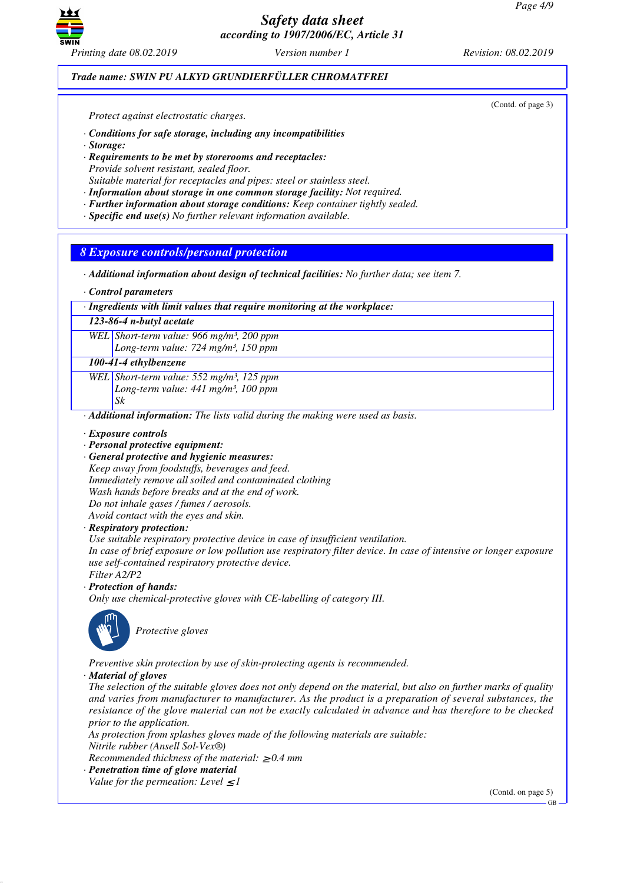Trade name: SWIN PU ALKYD GRUNDIERFÜLLER CHROMATFREI

(Contd. of page 3)

Protect against electrostatic charges.

· **Conditions for safe storage, including any incompatibilities**
· **Storage:**
· **Requirements to be met by storerooms and receptacles:**
Provide solvent resistant, sealed floor.
Suitable material for receptacles and pipes: steel or stainless steel.
· **Information about storage in one common storage facility:** Not required.
· **Further information about storage conditions:** Keep container tightly sealed.
· **Specific end use(s)** No further relevant information available.

## 8 Exposure controls/personal protection

· **Additional information about design of technical facilities:** No further data; see item 7.

· **Control parameters**

| · Ingredients with limit values that require monitoring at the workplace: | |
|---|---|
| **123-86-4 n-butyl acetate** | |
| WEL | Short-term value: 966 mg/m³, 200 ppm<br>Long-term value: 724 mg/m³, 150 ppm |
| **100-41-4 ethylbenzene** | |
| WEL | Short-term value: 552 mg/m³, 125 ppm<br>Long-term value: 441 mg/m³, 100 ppm<br>Sk |

· **Additional information:** The lists valid during the making were used as basis.

· **Exposure controls**
· **Personal protective equipment:**
· **General protective and hygienic measures:**
Keep away from foodstuffs, beverages and feed.
Immediately remove all soiled and contaminated clothing
Wash hands before breaks and at the end of work.
Do not inhale gases / fumes / aerosols.
Avoid contact with the eyes and skin.
· **Respiratory protection:**
Use suitable respiratory protective device in case of insufficient ventilation.
In case of brief exposure or low pollution use respiratory filter device. In case of intensive or longer exposure use self-contained respiratory protective device.
Filter A2/P2
· **Protection of hands:**
Only use chemical-protective gloves with CE-labelling of category III.

Protective gloves

Preventive skin protection by use of skin-protecting agents is recommended.
· **Material of gloves**
The selection of the suitable gloves does not only depend on the material, but also on further marks of quality and varies from manufacturer to manufacturer. As the product is a preparation of several substances, the resistance of the glove material can not be exactly calculated in advance and has therefore to be checked prior to the application.
As protection from splashes gloves made of the following materials are suitable:
Nitrile rubber (Ansell Sol-Vex®)
Recommended thickness of the material: $\geq$0.4 mm
· **Penetration time of glove material**
Value for the permeation: Level $\leq$1

(Contd. on page 5)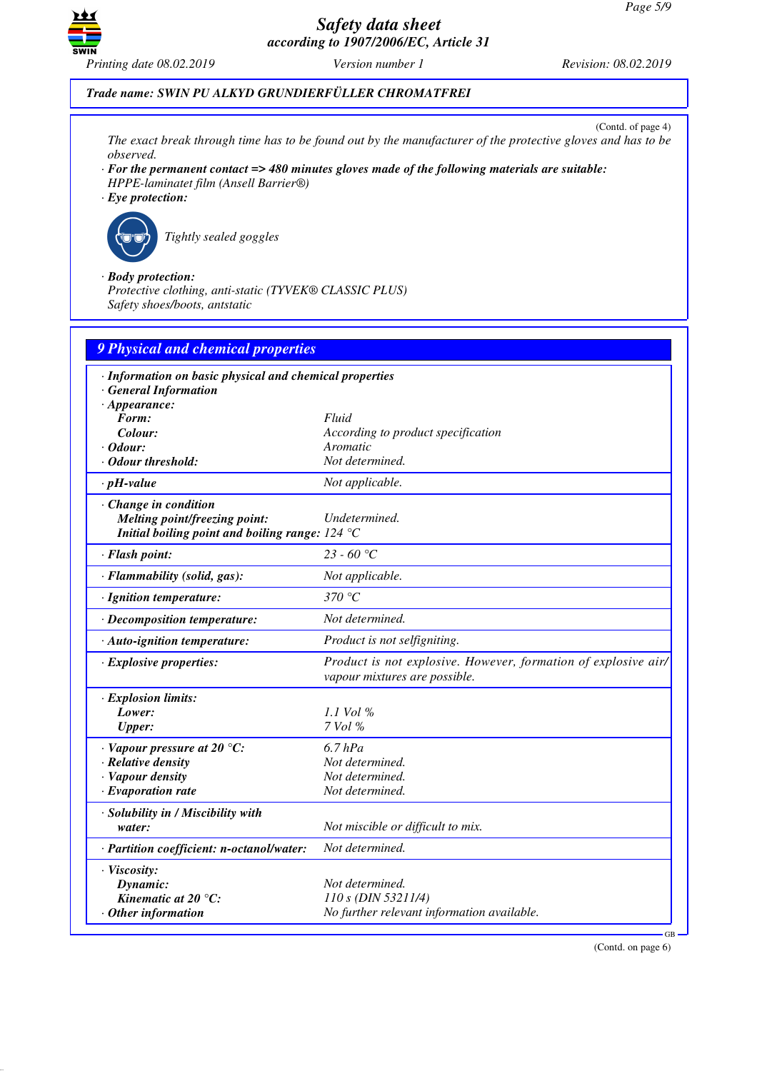Trade name: SWIN PU ALKYD GRUNDIERFÜLLER CHROMATFREI

(Contd. of page 4)

The exact break through time has to be found out by the manufacturer of the protective gloves and has to be observed.

· **For the permanent contact => 480 minutes gloves made of the following materials are suitable:**
HPPE-laminatet film (Ansell Barrier®)

· **Eye protection:**

Tightly sealed goggles

· **Body protection:**
Protective clothing, anti-static (TYVEK® CLASSIC PLUS)
Safety shoes/boots, antstatic

## 9 Physical and chemical properties

· **Information on basic physical and chemical properties**
· **General Information**
· **Appearance:**

| | |
|---|---|
| **Form:** | Fluid |
| **Colour:** | According to product specification |
| · **Odour:** | Aromatic |
| · **Odour threshold:** | Not determined. |
| · **pH-value** | Not applicable. |
| · **Change in condition** | |
| **Melting point/freezing point:** | Undetermined. |
| **Initial boiling point and boiling range:** | 124 °C |
| · **Flash point:** | 23 - 60 °C |
| · **Flammability (solid, gas):** | Not applicable. |
| · **Ignition temperature:** | 370 °C |
| · **Decomposition temperature:** | Not determined. |
| · **Auto-ignition temperature:** | Product is not selfigniting. |
| · **Explosive properties:** | Product is not explosive. However, formation of explosive air/vapour mixtures are possible. |
| · **Explosion limits:** | |
| **Lower:** | 1.1 Vol % |
| **Upper:** | 7 Vol % |
| · **Vapour pressure at 20 °C:** | 6.7 hPa |
| · **Relative density** | Not determined. |
| · **Vapour density** | Not determined. |
| · **Evaporation rate** | Not determined. |
| · **Solubility in / Miscibility with water:** | Not miscible or difficult to mix. |
| · **Partition coefficient: n-octanol/water:** | Not determined. |
| · **Viscosity:** | |
| **Dynamic:** | Not determined. |
| **Kinematic at 20 °C:** | 110 s (DIN 53211/4) |
| · **Other information** | No further relevant information available. |

(Contd. on page 6)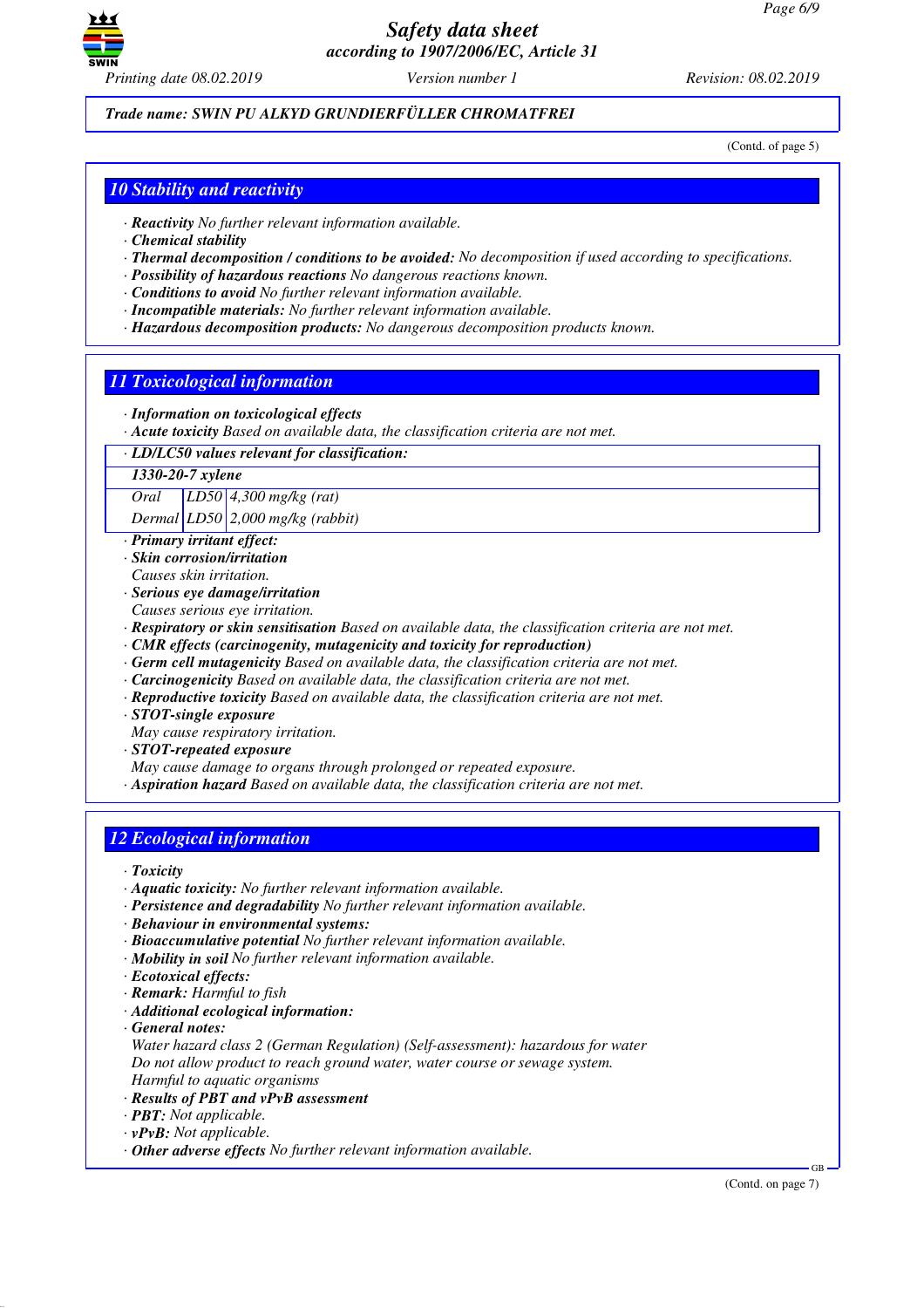Trade name: SWIN PU ALKYD GRUNDIERFÜLLER CHROMATFREI

(Contd. of page 5)

## 10 Stability and reactivity

· **Reactivity** No further relevant information available.
· **Chemical stability**
· **Thermal decomposition / conditions to be avoided:** No decomposition if used according to specifications.
· **Possibility of hazardous reactions** No dangerous reactions known.
· **Conditions to avoid** No further relevant information available.
· **Incompatible materials:** No further relevant information available.
· **Hazardous decomposition products:** No dangerous decomposition products known.

## 11 Toxicological information

· **Information on toxicological effects**
· **Acute toxicity** Based on available data, the classification criteria are not met.

· **LD/LC50 values relevant for classification:**

| **1330-20-7 xylene** | | |
|---|---|---|
| Oral | LD50 | 4,300 mg/kg (rat) |
| Dermal | LD50 | 2,000 mg/kg (rabbit) |

· **Primary irritant effect:**
· **Skin corrosion/irritation**
Causes skin irritation.
· **Serious eye damage/irritation**
Causes serious eye irritation.
· **Respiratory or skin sensitisation** Based on available data, the classification criteria are not met.
· **CMR effects (carcinogenity, mutagenicity and toxicity for reproduction)**
· **Germ cell mutagenicity** Based on available data, the classification criteria are not met.
· **Carcinogenicity** Based on available data, the classification criteria are not met.
· **Reproductive toxicity** Based on available data, the classification criteria are not met.
· **STOT-single exposure**
May cause respiratory irritation.
· **STOT-repeated exposure**
May cause damage to organs through prolonged or repeated exposure.
· **Aspiration hazard** Based on available data, the classification criteria are not met.

## 12 Ecological information

· **Toxicity**
· **Aquatic toxicity:** No further relevant information available.
· **Persistence and degradability** No further relevant information available.
· **Behaviour in environmental systems:**
· **Bioaccumulative potential** No further relevant information available.
· **Mobility in soil** No further relevant information available.
· **Ecotoxical effects:**
· **Remark:** Harmful to fish
· **Additional ecological information:**
· **General notes:**
Water hazard class 2 (German Regulation) (Self-assessment): hazardous for water
Do not allow product to reach ground water, water course or sewage system.
Harmful to aquatic organisms
· **Results of PBT and vPvB assessment**
· **PBT:** Not applicable.
· **vPvB:** Not applicable.
· **Other adverse effects** No further relevant information available.

(Contd. on page 7)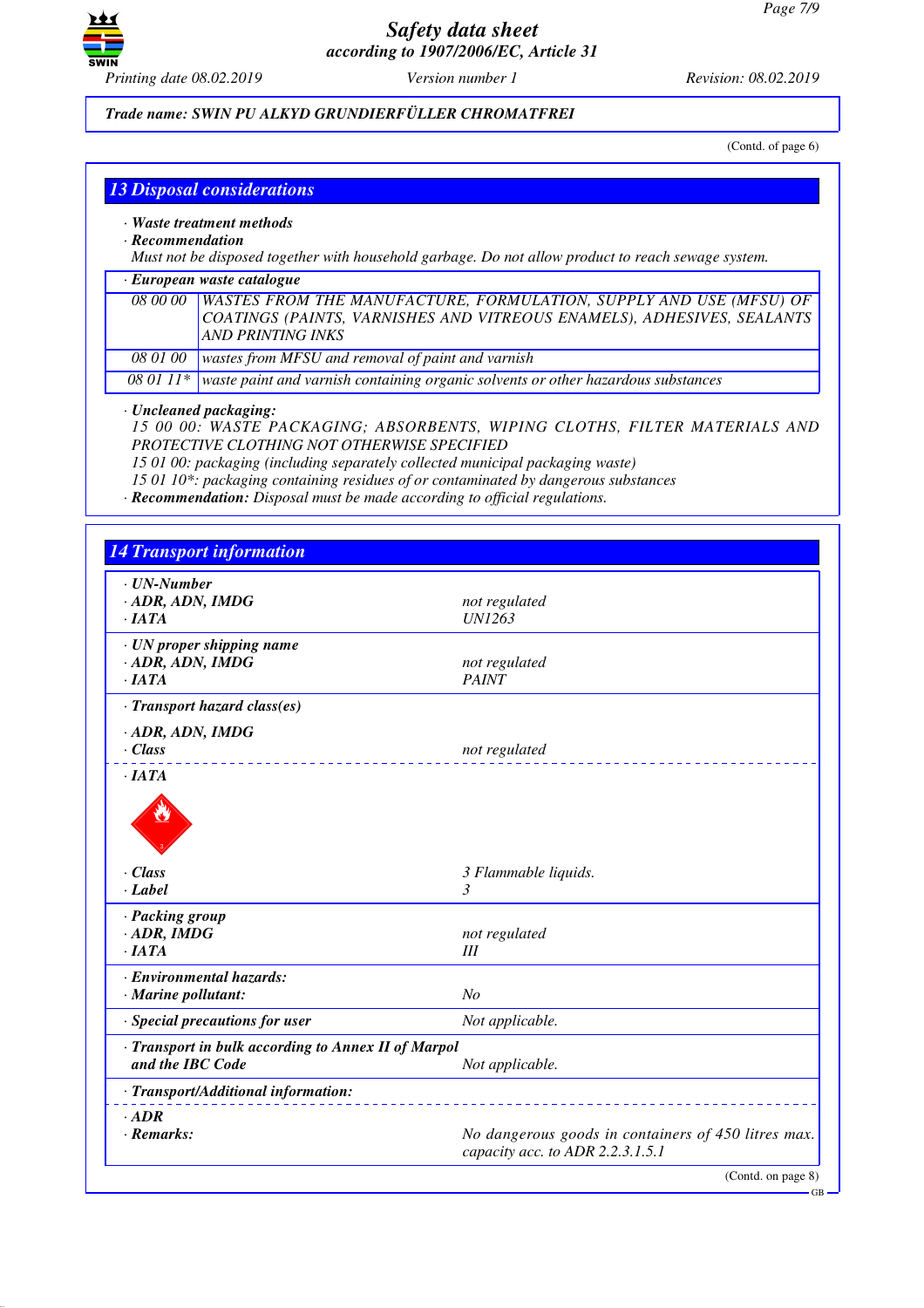Trade name: SWIN PU ALKYD GRUNDIERFÜLLER CHROMATFREI

(Contd. of page 6)

## 13 Disposal considerations

· **Waste treatment methods**
· **Recommendation**
Must not be disposed together with household garbage. Do not allow product to reach sewage system.

| · European waste catalogue | |
|---|---|
| 08 00 00 | WASTES FROM THE MANUFACTURE, FORMULATION, SUPPLY AND USE (MFSU) OF COATINGS (PAINTS, VARNISHES AND VITREOUS ENAMELS), ADHESIVES, SEALANTS AND PRINTING INKS |
| 08 01 00 | wastes from MFSU and removal of paint and varnish |
| 08 01 11* | waste paint and varnish containing organic solvents or other hazardous substances |

· **Uncleaned packaging:**
15 00 00: WASTE PACKAGING; ABSORBENTS, WIPING CLOTHS, FILTER MATERIALS AND PROTECTIVE CLOTHING NOT OTHERWISE SPECIFIED
15 01 00: packaging (including separately collected municipal packaging waste)
15 01 10*: packaging containing residues of or contaminated by dangerous substances
· **Recommendation:** Disposal must be made according to official regulations.

## 14 Transport information

| | |
|---|---|
| · **UN-Number** | |
| · **ADR, ADN, IMDG** | not regulated |
| · **IATA** | UN1263 |
| · **UN proper shipping name** | |
| · **ADR, ADN, IMDG** | not regulated |
| · **IATA** | PAINT |
| · **Transport hazard class(es)** | |
| · **ADR, ADN, IMDG** | |
| · **Class** | not regulated |
| · **IATA** | |
| · **Class** | 3 Flammable liquids. |
| · **Label** | 3 |
| · **Packing group** | |
| · **ADR, IMDG** | not regulated |
| · **IATA** | III |
| · **Environmental hazards:** | |
| · **Marine pollutant:** | No |
| · **Special precautions for user** | Not applicable. |
| · **Transport in bulk according to Annex II of Marpol and the IBC Code** | Not applicable. |
| · **Transport/Additional information:** | |
| · **ADR** | |
| · **Remarks:** | No dangerous goods in containers of 450 litres max. capacity acc. to ADR 2.2.3.1.5.1 |

(Contd. on page 8)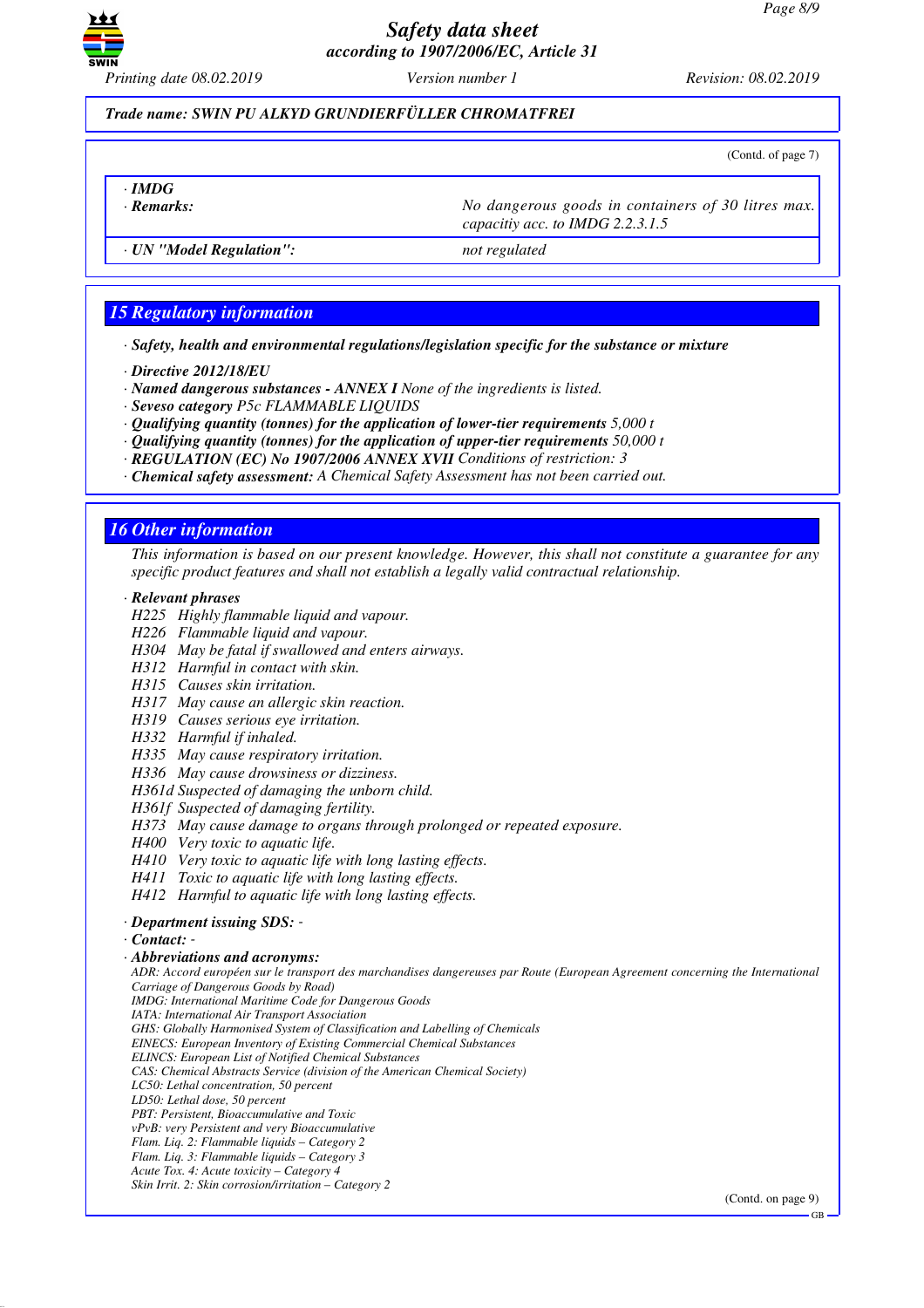*Trade name: SWIN PU ALKYD GRUNDIERFÜLLER CHROMATFREI*

(Contd. of page 7)

| · **IMDG** | |
|---|---|
| · **Remarks:** | No dangerous goods in containers of 30 litres max. capacitiy acc. to IMDG 2.2.3.1.5 |
| · **UN "Model Regulation":** | not regulated |

## 15 Regulatory information

· **Safety, health and environmental regulations/legislation specific for the substance or mixture**

· **Directive 2012/18/EU**
· **Named dangerous substances - ANNEX I** None of the ingredients is listed.
· **Seveso category** P5c FLAMMABLE LIQUIDS
· **Qualifying quantity (tonnes) for the application of lower-tier requirements** 5,000 t
· **Qualifying quantity (tonnes) for the application of upper-tier requirements** 50,000 t
· **REGULATION (EC) No 1907/2006 ANNEX XVII** Conditions of restriction: 3
· **Chemical safety assessment:** A Chemical Safety Assessment has not been carried out.

## 16 Other information

This information is based on our present knowledge. However, this shall not constitute a guarantee for any specific product features and shall not establish a legally valid contractual relationship.

· **Relevant phrases**
H225 Highly flammable liquid and vapour.
H226 Flammable liquid and vapour.
H304 May be fatal if swallowed and enters airways.
H312 Harmful in contact with skin.
H315 Causes skin irritation.
H317 May cause an allergic skin reaction.
H319 Causes serious eye irritation.
H332 Harmful if inhaled.
H335 May cause respiratory irritation.
H336 May cause drowsiness or dizziness.
H361d Suspected of damaging the unborn child.
H361f Suspected of damaging fertility.
H373 May cause damage to organs through prolonged or repeated exposure.
H400 Very toxic to aquatic life.
H410 Very toxic to aquatic life with long lasting effects.
H411 Toxic to aquatic life with long lasting effects.
H412 Harmful to aquatic life with long lasting effects.

· **Department issuing SDS:** -
· **Contact:** -
· **Abbreviations and acronyms:**
ADR: Accord européen sur le transport des marchandises dangereuses par Route (European Agreement concerning the International Carriage of Dangerous Goods by Road)
IMDG: International Maritime Code for Dangerous Goods
IATA: International Air Transport Association
GHS: Globally Harmonised System of Classification and Labelling of Chemicals
EINECS: European Inventory of Existing Commercial Chemical Substances
ELINCS: European List of Notified Chemical Substances
CAS: Chemical Abstracts Service (division of the American Chemical Society)
LC50: Lethal concentration, 50 percent
LD50: Lethal dose, 50 percent
PBT: Persistent, Bioaccumulative and Toxic
vPvB: very Persistent and very Bioaccumulative
Flam. Liq. 2: Flammable liquids – Category 2
Flam. Liq. 3: Flammable liquids – Category 3
Acute Tox. 4: Acute toxicity – Category 4
Skin Irrit. 2: Skin corrosion/irritation – Category 2

(Contd. on page 9)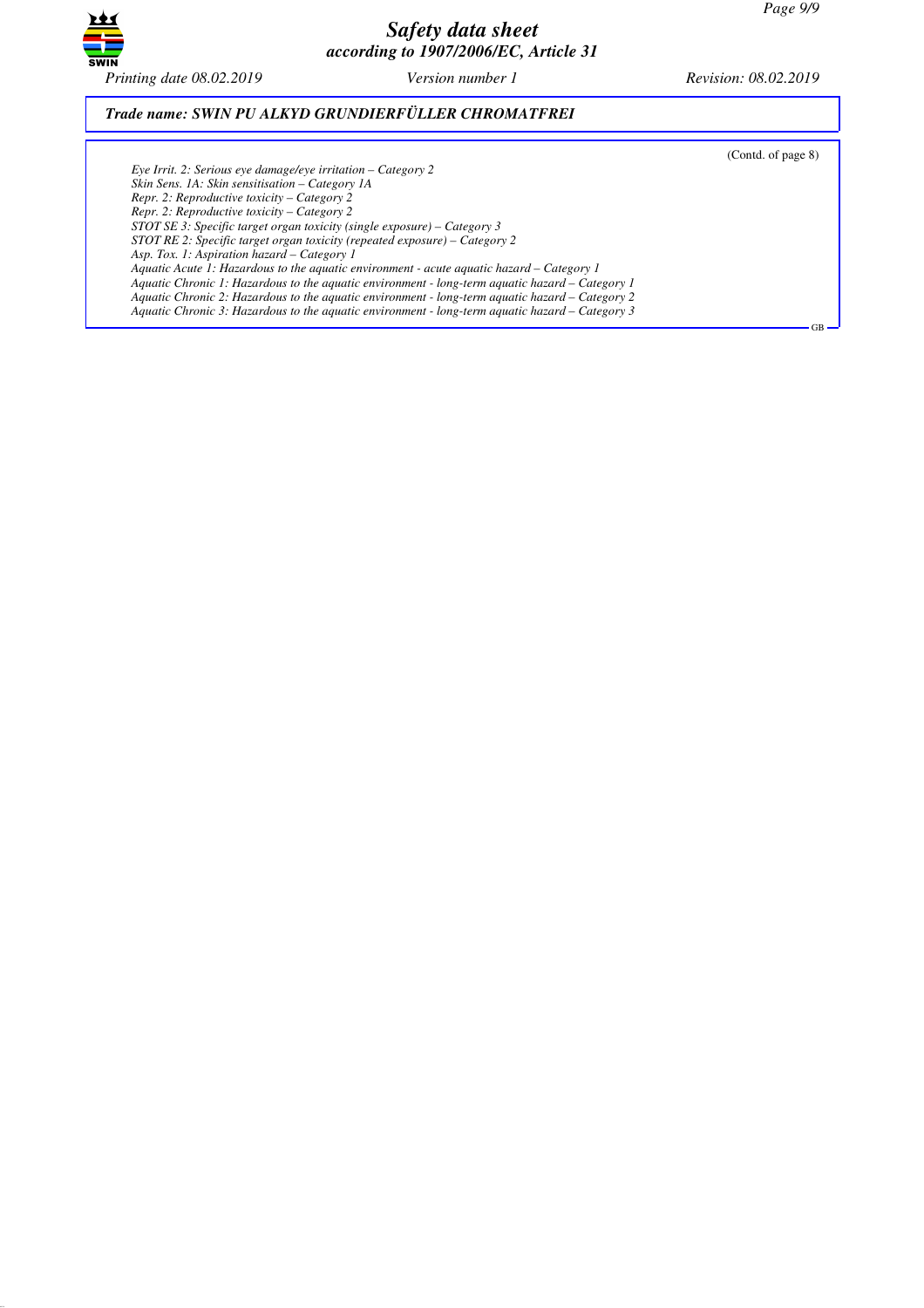*Trade name: SWIN PU ALKYD GRUNDIERFÜLLER CHROMATFREI*

(Contd. of page 8)

*Eye Irrit. 2: Serious eye damage/eye irritation – Category 2*
*Skin Sens. 1A: Skin sensitisation – Category 1A*
*Repr. 2: Reproductive toxicity – Category 2*
*Repr. 2: Reproductive toxicity – Category 2*
*STOT SE 3: Specific target organ toxicity (single exposure) – Category 3*
*STOT RE 2: Specific target organ toxicity (repeated exposure) – Category 2*
*Asp. Tox. 1: Aspiration hazard – Category 1*
*Aquatic Acute 1: Hazardous to the aquatic environment - acute aquatic hazard – Category 1*
*Aquatic Chronic 1: Hazardous to the aquatic environment - long-term aquatic hazard – Category 1*
*Aquatic Chronic 2: Hazardous to the aquatic environment - long-term aquatic hazard – Category 2*
*Aquatic Chronic 3: Hazardous to the aquatic environment - long-term aquatic hazard – Category 3*

GB